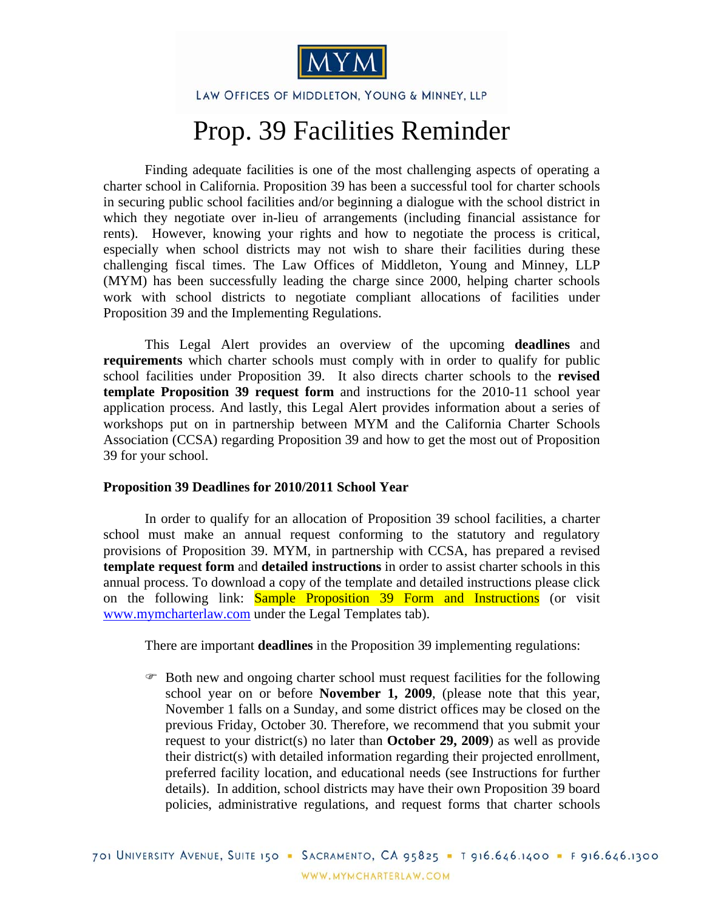# Prop. 39 Facilities Reminder

Finding adequate facilities is one of the most challenging aspects of operating a charter school in California. Proposition 39 has been a successful tool for charter schools in securing public school facilities and/or beginning a dialogue with the school district in which they negotiate over in-lieu of arrangements (including financial assistance for rents). However, knowing your rights and how to negotiate the process is critical, especially when school districts may not wish to share their facilities during these challenging fiscal times. The Law Offices of Middleton, Young and Minney, LLP (MYM) has been successfully leading the charge since 2000, helping charter schools work with school districts to negotiate compliant allocations of facilities under Proposition 39 and the Implementing Regulations.

This Legal Alert provides an overview of the upcoming **deadlines** and **requirements** which charter schools must comply with in order to qualify for public school facilities under Proposition 39. It also directs charter schools to the **revised template Proposition 39 request form** and instructions for the 2010-11 school year application process. And lastly, this Legal Alert provides information about a series of workshops put on in partnership between MYM and the California Charter Schools Association (CCSA) regarding Proposition 39 and how to get the most out of Proposition 39 for your school.

**Proposition 39 Deadlines for 2010/2011 School Year**

In order to qualify for an allocation of Proposition 39 school facilities, a charter school must make an annual request conforming to the statutory and regulatory provisions of Proposition 39. MYM, in partnership with CCSA, has prepared a revised **template request form** and **detailed instructions** in order to assist charter schools in this annual process. To download a copy of the template and detailed instructions please click on the following link: Sample Proposition 39 Form and Instructions (or visit www.mymcharterlaw.com under the Legal Templates tab).

There are important **deadlines** in the Proposition 39 implementing regulations:

- Both new and ongoing charter school must request facilities for the following school year on or before **November 1, 2009**, (please note that this year, November 1 falls on a Sunday, and some district offices may be closed on the previous Friday, October 30. Therefore, we recommend that you submit your request to your district(s) no later than **October 29, 2009**) as well as provide their district(s) with detailed information regarding their projected enrollment, preferred facility location, and educational needs (see Instructions for further details). In addition, school districts may have their own Proposition 39 board policies, administrative regulations, and request forms that charter schools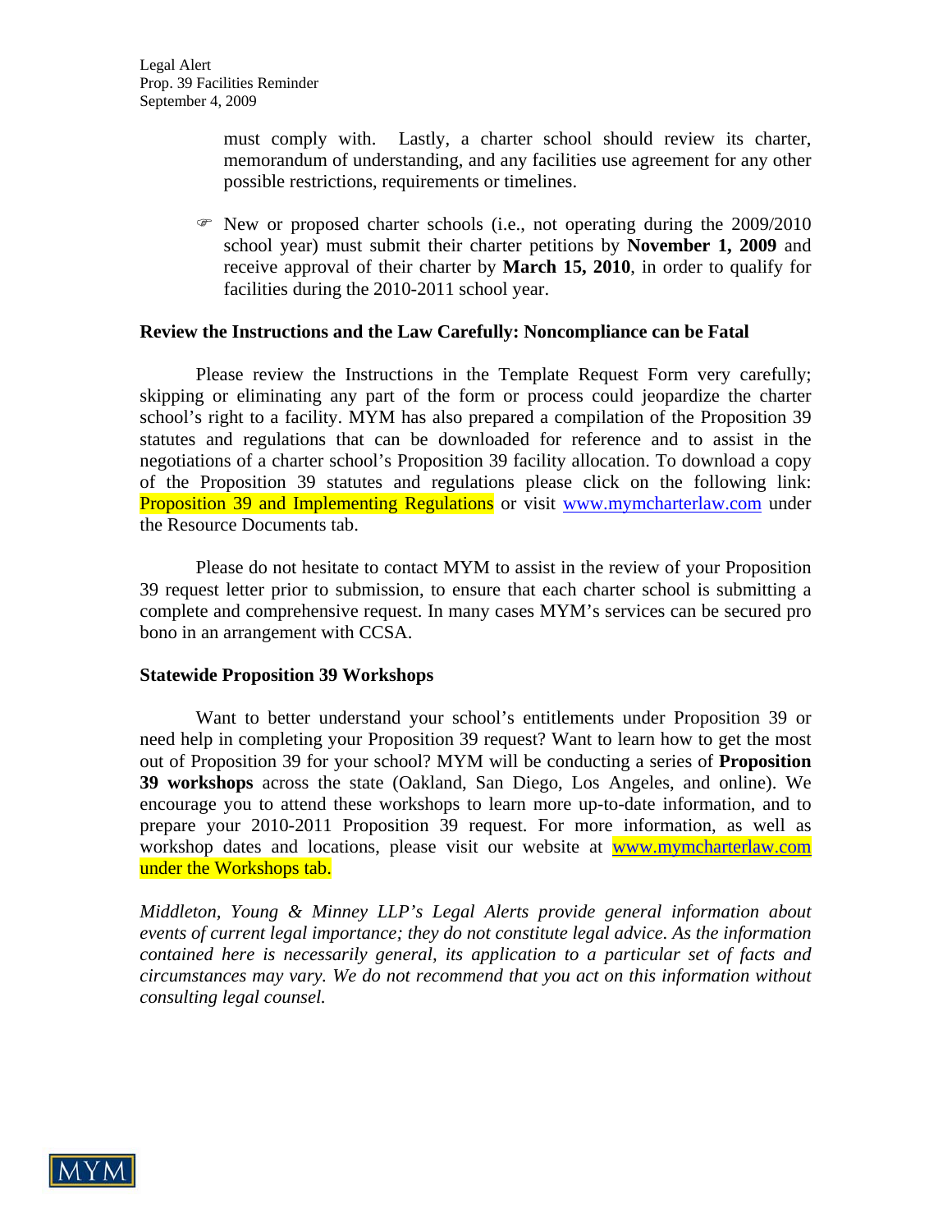must comply with. Lastly, a charter school should review its charter, memorandum of understanding, and any facilities use agreement for any other possible restrictions, requirements or timelines.

- New or proposed charter schools (i.e., not operating during the 2009/2010 school year) must submit their charter petitions by **November 1, 2009** and receive approval of their charter by **March 15, 2010**, in order to qualify for facilities during the 2010-2011 school year.

**Review the Instructions and the Law Carefully: Noncompliance can be Fatal**

Please review the Instructions in the Template Request Form very carefully; skipping or eliminating any part of the form or process could jeopardize the charter school's right to a facility. MYM has also prepared a compilation of the Proposition 39 statutes and regulations that can be downloaded for reference and to assist in the negotiations of a charter school's Proposition 39 facility allocation. To download a copy of the Proposition 39 statutes and regulations please click on the following link: Proposition 39 and Implementing Regulations or visit www.mymcharterlaw.com under the Resource Documents tab.

Please do not hesitate to contact MYM to assist in the review of your Proposition 39 request letter prior to submission, to ensure that each charter school is submitting a complete and comprehensive request. In many cases MYM's services can be secured pro bono in an arrangement with CCSA.

**Statewide Proposition 39 Workshops**

Want to better understand your school's entitlements under Proposition 39 or need help in completing your Proposition 39 request? Want to learn how to get the most out of Proposition 39 for your school? MYM will be conducting a series of **Proposition 39 workshops** across the state (Oakland, San Diego, Los Angeles, and online). We encourage you to attend these workshops to learn more up-to-date information, and to prepare your 2010-2011 Proposition 39 request. For more information, as well as workshop dates and locations, please visit our website at www.mymcharterlaw.com under the Workshops tab.

*Middleton, Young & Minney LLP's Legal Alerts provide general information about events of current legal importance; they do not constitute legal advice. As the information contained here is necessarily general, its application to a particular set of facts and circumstances may vary. We do not recommend that you act on this information without consulting legal counsel.*